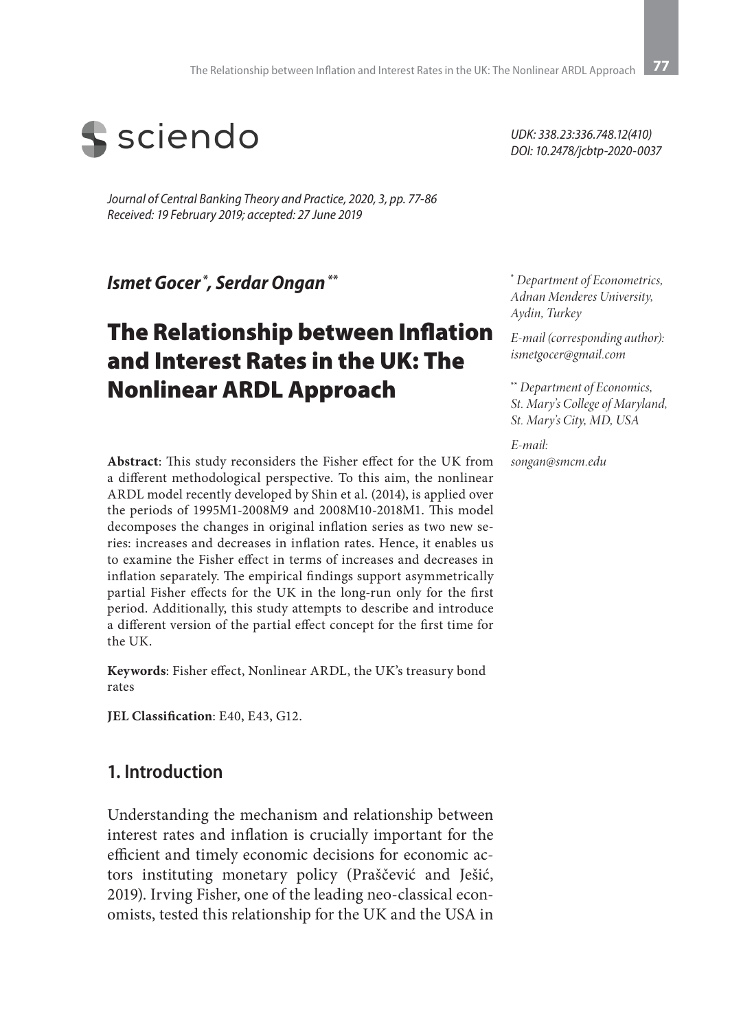UDK: 338.23:336.748.12(410)
DOI: 10.2478/jcbtp-2020-0037

*Journal of Central Banking Theory and Practice, 2020, 3, pp. 77-86*
*Received: 19 February 2019; accepted: 27 June 2019*

***Ismet Gocer*** [*]***, Serdar Ongan*** [**]

[*] *Department of Econometrics, Adnan Menderes University, Aydin, Turkey*

*E-mail (corresponding author): ismetgocer@gmail.com*

[**] *Department of Economics, St. Mary's College of Maryland, St. Mary's City, MD, USA*

*E-mail: songan@smcm.edu*

# The Relationship between Inflation and Interest Rates in the UK: The Nonlinear ARDL Approach

**Abstract**: This study reconsiders the Fisher effect for the UK from a different methodological perspective. To this aim, the nonlinear ARDL model recently developed by Shin et al. (2014), is applied over the periods of 1995M1-2008M9 and 2008M10-2018M1. This model decomposes the changes in original inflation series as two new series: increases and decreases in inflation rates. Hence, it enables us to examine the Fisher effect in terms of increases and decreases in inflation separately. The empirical findings support asymmetrically partial Fisher effects for the UK in the long-run only for the first period. Additionally, this study attempts to describe and introduce a different version of the partial effect concept for the first time for the UK.

**Keywords**: Fisher effect, Nonlinear ARDL, the UK's treasury bond rates

**JEL Classification**: E40, E43, G12.

## 1. Introduction

Understanding the mechanism and relationship between interest rates and inflation is crucially important for the efficient and timely economic decisions for economic actors instituting monetary policy (Praščević and Ješić, 2019). Irving Fisher, one of the leading neo-classical economists, tested this relationship for the UK and the USA in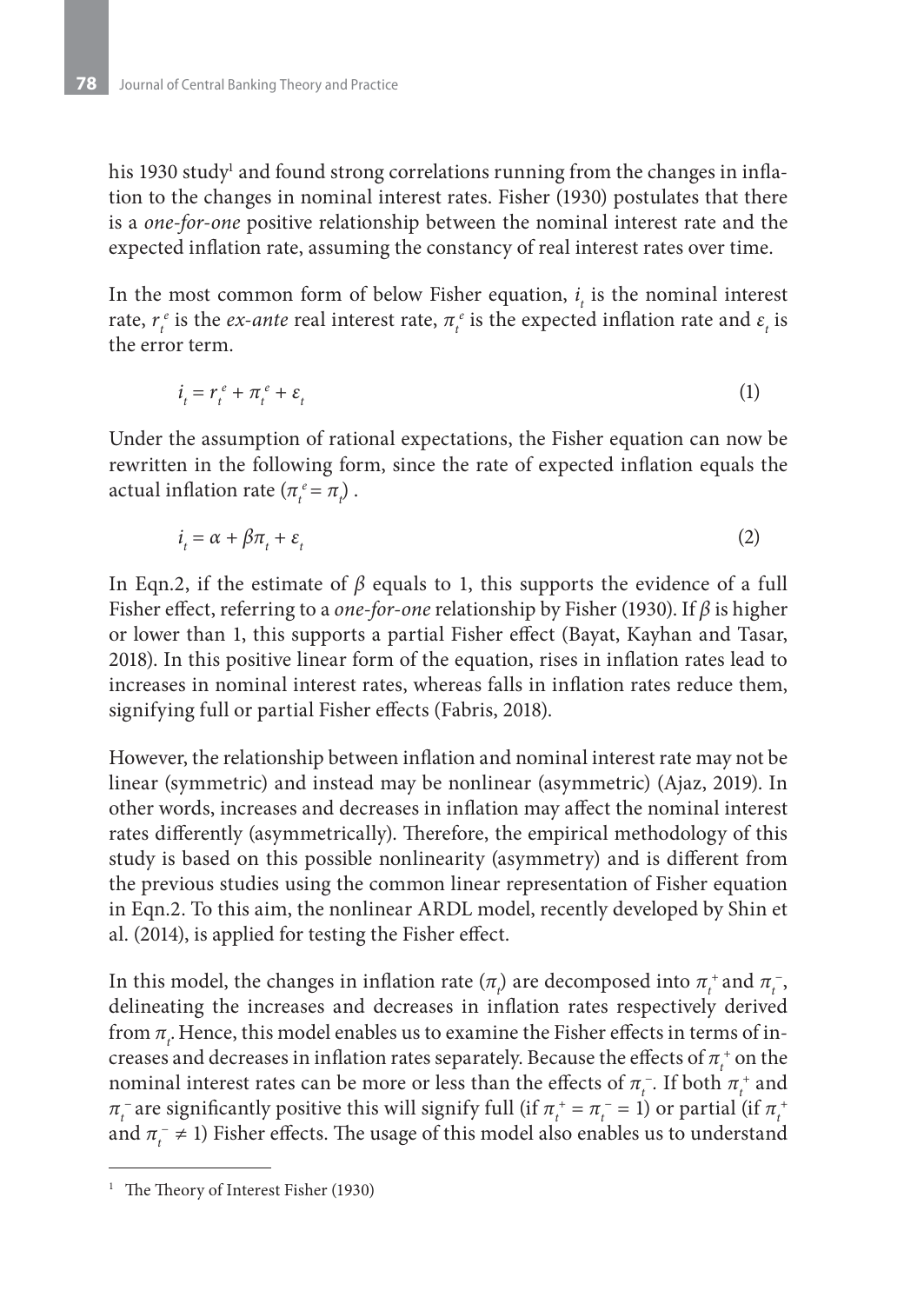his 1930 study[1] and found strong correlations running from the changes in inflation to the changes in nominal interest rates. Fisher (1930) postulates that there is a *one-for-one* positive relationship between the nominal interest rate and the expected inflation rate, assuming the constancy of real interest rates over time.

In the most common form of below Fisher equation, $i_t$ is the nominal interest rate, $r_t^e$ is the *ex-ante* real interest rate, $\pi_t^e$ is the expected inflation rate and $\varepsilon_t$ is the error term.

$$i_t = r_t^e + \pi_t^e + \varepsilon_t \tag{1}$$

Under the assumption of rational expectations, the Fisher equation can now be rewritten in the following form, since the rate of expected inflation equals the actual inflation rate ($\pi_t^e = \pi_t$).

$$i_t = \alpha + \beta\pi_t + \varepsilon_t \tag{2}$$

In Eqn.2, if the estimate of $\beta$ equals to 1, this supports the evidence of a full Fisher effect, referring to a *one-for-one* relationship by Fisher (1930). If $\beta$ is higher or lower than 1, this supports a partial Fisher effect (Bayat, Kayhan and Tasar, 2018). In this positive linear form of the equation, rises in inflation rates lead to increases in nominal interest rates, whereas falls in inflation rates reduce them, signifying full or partial Fisher effects (Fabris, 2018).

However, the relationship between inflation and nominal interest rate may not be linear (symmetric) and instead may be nonlinear (asymmetric) (Ajaz, 2019). In other words, increases and decreases in inflation may affect the nominal interest rates differently (asymmetrically). Therefore, the empirical methodology of this study is based on this possible nonlinearity (asymmetry) and is different from the previous studies using the common linear representation of Fisher equation in Eqn.2. To this aim, the nonlinear ARDL model, recently developed by Shin et al. (2014), is applied for testing the Fisher effect.

In this model, the changes in inflation rate ($\pi_t$) are decomposed into $\pi_t^+$ and $\pi_t^-$, delineating the increases and decreases in inflation rates respectively derived from $\pi_t$. Hence, this model enables us to examine the Fisher effects in terms of increases and decreases in inflation rates separately. Because the effects of $\pi_t^+$ on the nominal interest rates can be more or less than the effects of $\pi_t^-$. If both $\pi_t^+$ and $\pi_t^-$ are significantly positive this will signify full (if $\pi_t^+ = \pi_t^- = 1$) or partial (if $\pi_t^+$ and $\pi_t^- \neq 1$) Fisher effects. The usage of this model also enables us to understand

[1] The Theory of Interest Fisher (1930)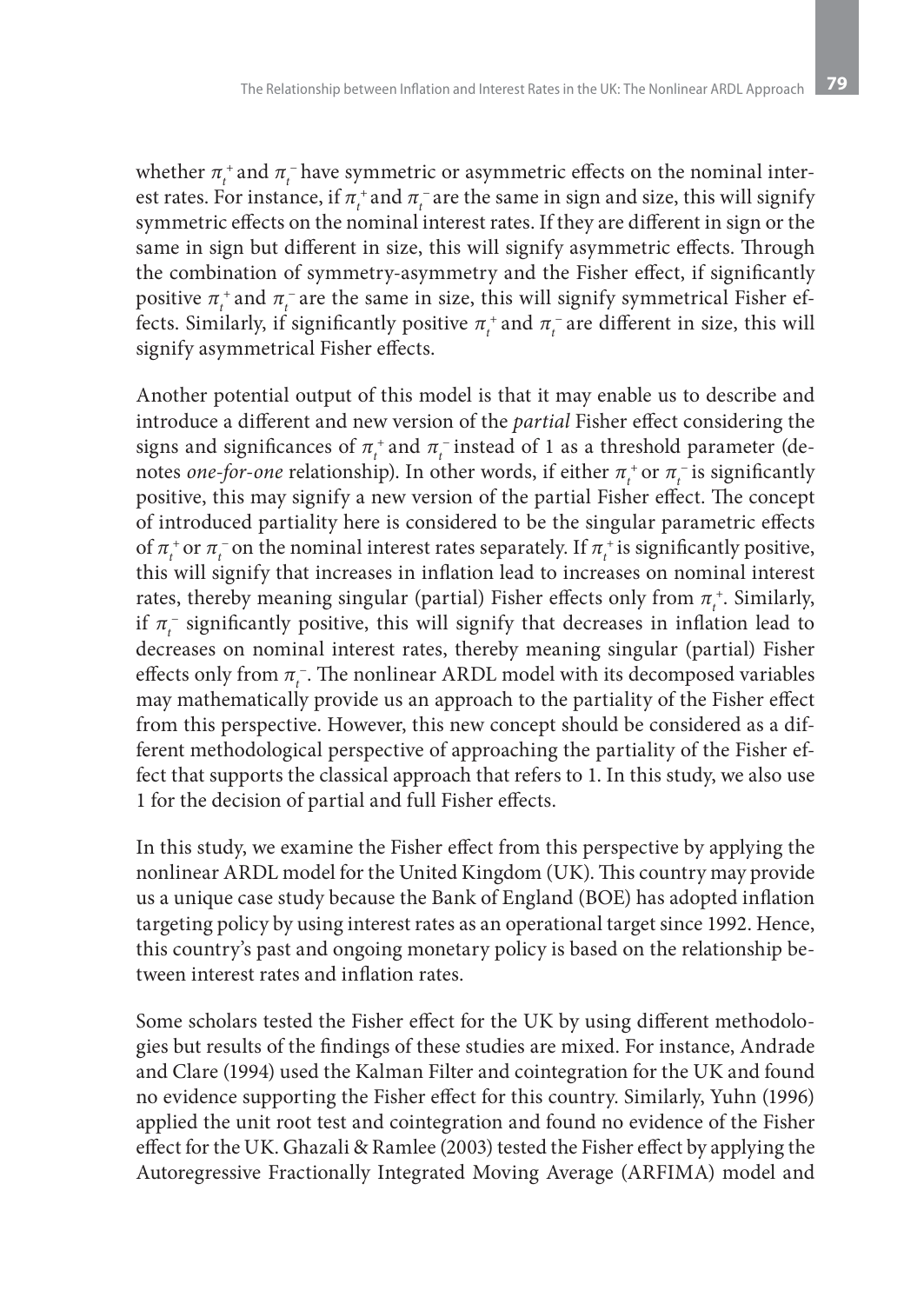whether $\pi_t^+$ and $\pi_t^-$ have symmetric or asymmetric effects on the nominal interest rates. For instance, if $\pi_t^+$ and $\pi_t^-$ are the same in sign and size, this will signify symmetric effects on the nominal interest rates. If they are different in sign or the same in sign but different in size, this will signify asymmetric effects. Through the combination of symmetry-asymmetry and the Fisher effect, if significantly positive $\pi_t^+$ and $\pi_t^-$ are the same in size, this will signify symmetrical Fisher effects. Similarly, if significantly positive $\pi_t^+$ and $\pi_t^-$ are different in size, this will signify asymmetrical Fisher effects.

Another potential output of this model is that it may enable us to describe and introduce a different and new version of the *partial* Fisher effect considering the signs and significances of $\pi_t^+$ and $\pi_t^-$ instead of 1 as a threshold parameter (denotes *one-for-one* relationship). In other words, if either $\pi_t^+$ or $\pi_t^-$ is significantly positive, this may signify a new version of the partial Fisher effect. The concept of introduced partiality here is considered to be the singular parametric effects of $\pi_t^+$ or $\pi_t^-$ on the nominal interest rates separately. If $\pi_t^+$ is significantly positive, this will signify that increases in inflation lead to increases on nominal interest rates, thereby meaning singular (partial) Fisher effects only from $\pi_t^+$. Similarly, if $\pi_t^-$ significantly positive, this will signify that decreases in inflation lead to decreases on nominal interest rates, thereby meaning singular (partial) Fisher effects only from $\pi_t^-$. The nonlinear ARDL model with its decomposed variables may mathematically provide us an approach to the partiality of the Fisher effect from this perspective. However, this new concept should be considered as a different methodological perspective of approaching the partiality of the Fisher effect that supports the classical approach that refers to 1. In this study, we also use 1 for the decision of partial and full Fisher effects.

In this study, we examine the Fisher effect from this perspective by applying the nonlinear ARDL model for the United Kingdom (UK). This country may provide us a unique case study because the Bank of England (BOE) has adopted inflation targeting policy by using interest rates as an operational target since 1992. Hence, this country's past and ongoing monetary policy is based on the relationship between interest rates and inflation rates.

Some scholars tested the Fisher effect for the UK by using different methodologies but results of the findings of these studies are mixed. For instance, Andrade and Clare (1994) used the Kalman Filter and cointegration for the UK and found no evidence supporting the Fisher effect for this country. Similarly, Yuhn (1996) applied the unit root test and cointegration and found no evidence of the Fisher effect for the UK. Ghazali & Ramlee (2003) tested the Fisher effect by applying the Autoregressive Fractionally Integrated Moving Average (ARFIMA) model and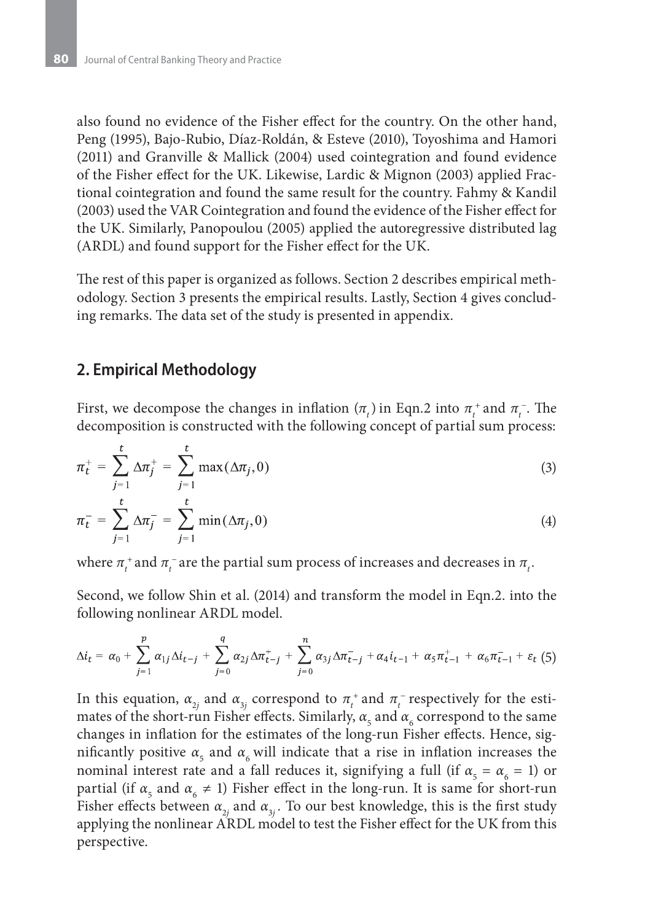also found no evidence of the Fisher effect for the country. On the other hand, Peng (1995), Bajo-Rubio, Díaz-Roldán, & Esteve (2010), Toyoshima and Hamori (2011) and Granville & Mallick (2004) used cointegration and found evidence of the Fisher effect for the UK. Likewise, Lardic & Mignon (2003) applied Fractional cointegration and found the same result for the country. Fahmy & Kandil (2003) used the VAR Cointegration and found the evidence of the Fisher effect for the UK. Similarly, Panopoulou (2005) applied the autoregressive distributed lag (ARDL) and found support for the Fisher effect for the UK.

The rest of this paper is organized as follows. Section 2 describes empirical methodology. Section 3 presents the empirical results. Lastly, Section 4 gives concluding remarks. The data set of the study is presented in appendix.

## 2. Empirical Methodology

First, we decompose the changes in inflation ($\pi_t$) in Eqn.2 into $\pi_t^+$ and $\pi_t^-$. The decomposition is constructed with the following concept of partial sum process:

$$\pi_t^+ = \sum_{j=1}^{t} \Delta\pi_j^+ = \sum_{j=1}^{t} \max(\Delta\pi_j, 0) \tag{3}$$

$$\pi_t^- = \sum_{j=1}^{t} \Delta\pi_j^- = \sum_{j=1}^{t} \min(\Delta\pi_j, 0) \tag{4}$$

where $\pi_t^+$ and $\pi_t^-$ are the partial sum process of increases and decreases in $\pi_t$.

Second, we follow Shin et al. (2014) and transform the model in Eqn.2. into the following nonlinear ARDL model.

$$\Delta i_t = \alpha_0 + \sum_{j=1}^{p} \alpha_{1j}\Delta i_{t-j} + \sum_{j=0}^{q} \alpha_{2j}\Delta\pi_{t-j}^+ + \sum_{j=0}^{n} \alpha_{3j}\Delta\pi_{t-j}^- + \alpha_4 i_{t-1} + \alpha_5\pi_{t-1}^+ + \alpha_6\pi_{t-1}^- + \varepsilon_t \tag{5}$$

In this equation, $\alpha_{2j}$ and $\alpha_{3j}$ correspond to $\pi_t^+$ and $\pi_t^-$ respectively for the estimates of the short-run Fisher effects. Similarly, $\alpha_5$ and $\alpha_6$ correspond to the same changes in inflation for the estimates of the long-run Fisher effects. Hence, significantly positive $\alpha_5$ and $\alpha_6$ will indicate that a rise in inflation increases the nominal interest rate and a fall reduces it, signifying a full (if $\alpha_5 = \alpha_6 = 1$) or partial (if $\alpha_5$ and $\alpha_6 \neq 1$) Fisher effect in the long-run. It is same for short-run Fisher effects between $\alpha_{2j}$ and $\alpha_{3j}$. To our best knowledge, this is the first study applying the nonlinear ARDL model to test the Fisher effect for the UK from this perspective.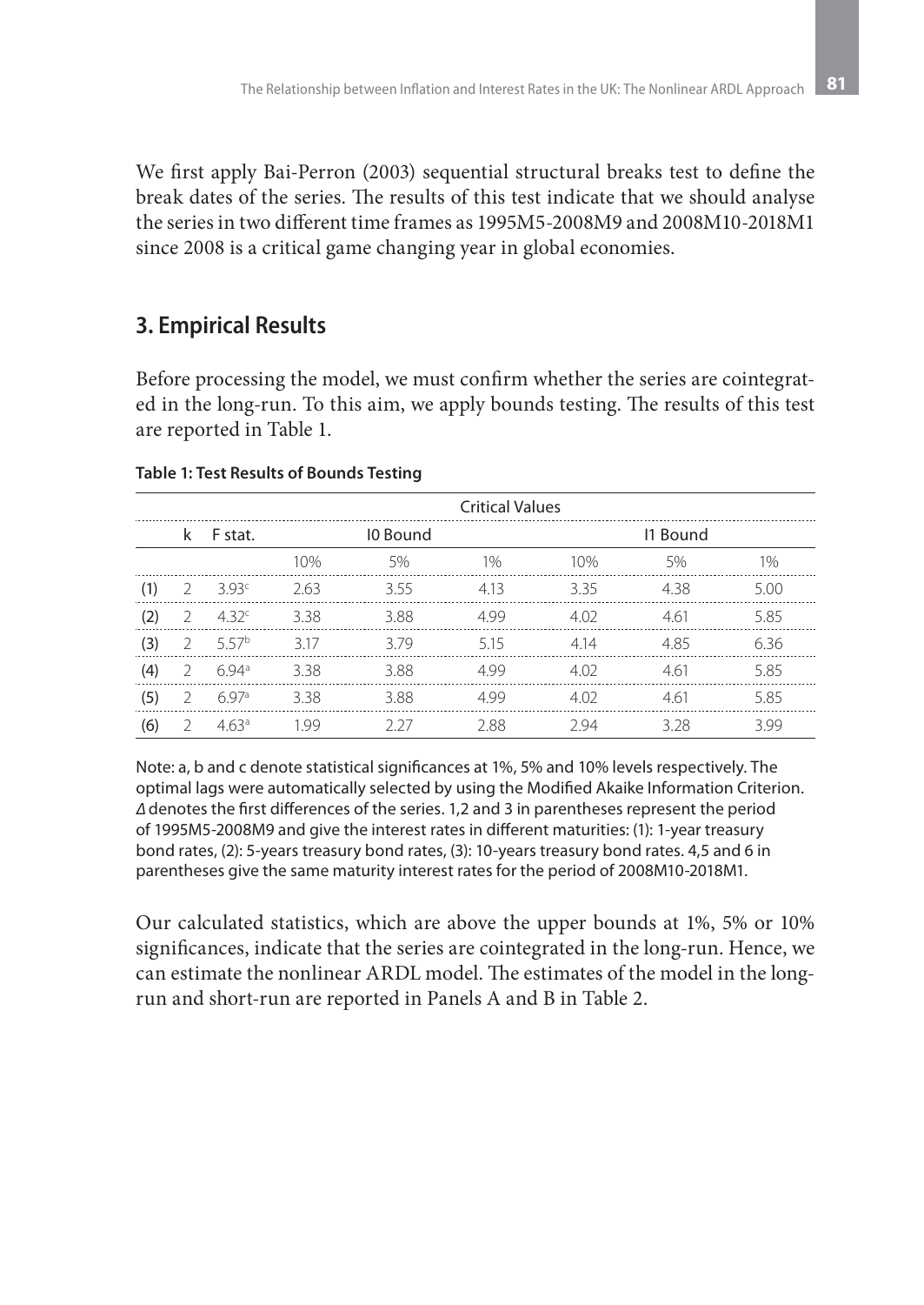We first apply Bai-Perron (2003) sequential structural breaks test to define the break dates of the series. The results of this test indicate that we should analyse the series in two different time frames as 1995M5-2008M9 and 2008M10-2018M1 since 2008 is a critical game changing year in global economies.

## 3. Empirical Results

Before processing the model, we must confirm whether the series are cointegrated in the long-run. To this aim, we apply bounds testing. The results of this test are reported in Table 1.

**Table 1: Test Results of Bounds Testing**

| | | | Critical Values | | | | | |
|---|---|---|---|---|---|---|---|---|
| | k | F stat. | I0 Bound | | | I1 Bound | | |
| | | | 10% | 5% | 1% | 10% | 5% | 1% |
| (1) | 2 | 3.93[c] | 2.63 | 3.55 | 4.13 | 3.35 | 4.38 | 5.00 |
| (2) | 2 | 4.32[c] | 3.38 | 3.88 | 4.99 | 4.02 | 4.61 | 5.85 |
| (3) | 2 | 5.57[b] | 3.17 | 3.79 | 5.15 | 4.14 | 4.85 | 6.36 |
| (4) | 2 | 6.94[a] | 3.38 | 3.88 | 4.99 | 4.02 | 4.61 | 5.85 |
| (5) | 2 | 6.97[a] | 3.38 | 3.88 | 4.99 | 4.02 | 4.61 | 5.85 |
| (6) | 2 | 4.63[a] | 1.99 | 2.27 | 2.88 | 2.94 | 3.28 | 3.99 |

Note: a, b and c denote statistical significances at 1%, 5% and 10% levels respectively. The optimal lags were automatically selected by using the Modified Akaike Information Criterion. $\Delta$ denotes the first differences of the series. 1,2 and 3 in parentheses represent the period of 1995M5-2008M9 and give the interest rates in different maturities: (1): 1-year treasury bond rates, (2): 5-years treasury bond rates, (3): 10-years treasury bond rates. 4,5 and 6 in parentheses give the same maturity interest rates for the period of 2008M10-2018M1.

Our calculated statistics, which are above the upper bounds at 1%, 5% or 10% significances, indicate that the series are cointegrated in the long-run. Hence, we can estimate the nonlinear ARDL model. The estimates of the model in the long-run and short-run are reported in Panels A and B in Table 2.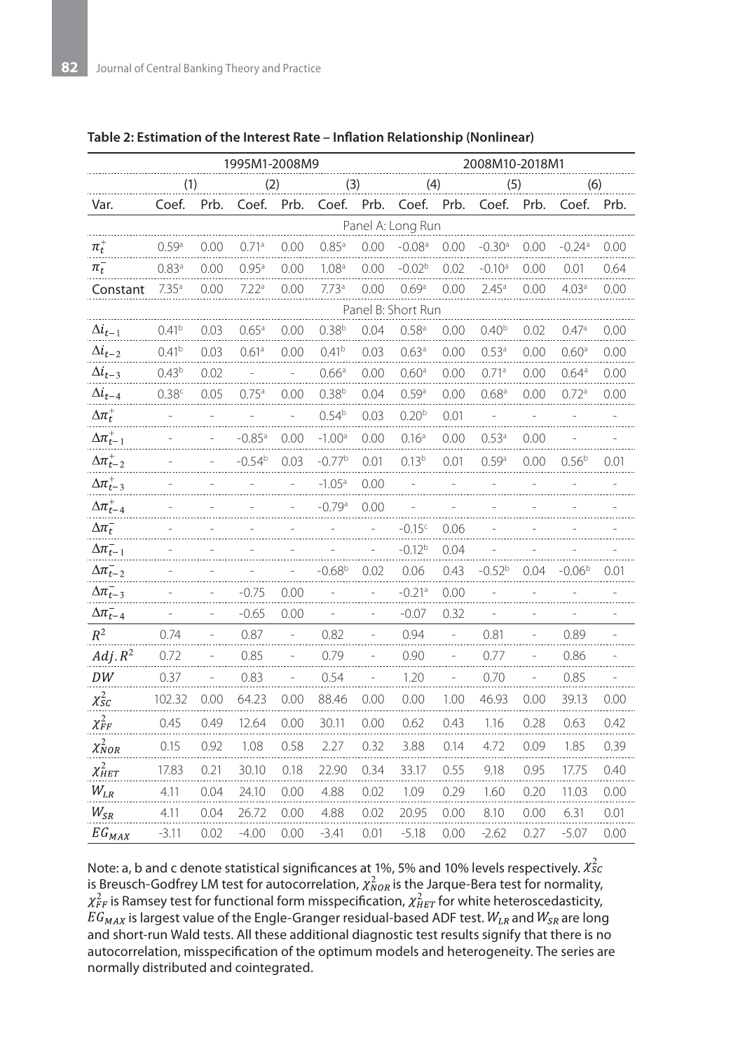**Table 2: Estimation of the Interest Rate – Inflation Relationship (Nonlinear)**

| | 1995M1-2008M9 | | | | | | 2008M10-2018M1 | | | | | |
|---|---|---|---|---|---|---|---|---|---|---|---|---|
| | (1) | | (2) | | (3) | | (4) | | (5) | | (6) | |
| Var. | Coef. | Prb. | Coef. | Prb. | Coef. | Prb. | Coef. | Prb. | Coef. | Prb. | Coef. | Prb. |
| **Panel A: Long Run** | | | | | | | | | | | | |
| $\pi_t^+$ | 0.59[a] | 0.00 | 0.71[a] | 0.00 | 0.85[a] | 0.00 | -0.08[a] | 0.00 | -0.30[a] | 0.00 | -0.24[a] | 0.00 |
| $\pi_t^-$ | 0.83[a] | 0.00 | 0.95[a] | 0.00 | 1.08[a] | 0.00 | -0.02[b] | 0.02 | -0.10[a] | 0.00 | 0.01 | 0.64 |
| Constant | 7.35[a] | 0.00 | 7.22[a] | 0.00 | 7.73[a] | 0.00 | 0.69[a] | 0.00 | 2.45[a] | 0.00 | 4.03[a] | 0.00 |
| **Panel B: Short Run** | | | | | | | | | | | | |
| $\Delta i_{t-1}$ | 0.41[b] | 0.03 | 0.65[a] | 0.00 | 0.38[b] | 0.04 | 0.58[a] | 0.00 | 0.40[b] | 0.02 | 0.47[a] | 0.00 |
| $\Delta i_{t-2}$ | 0.41[b] | 0.03 | 0.61[a] | 0.00 | 0.41[b] | 0.03 | 0.63[a] | 0.00 | 0.53[a] | 0.00 | 0.60[a] | 0.00 |
| $\Delta i_{t-3}$ | 0.43[b] | 0.02 | - | - | 0.66[a] | 0.00 | 0.60[a] | 0.00 | 0.71[a] | 0.00 | 0.64[a] | 0.00 |
| $\Delta i_{t-4}$ | 0.38[c] | 0.05 | 0.75[a] | 0.00 | 0.38[b] | 0.04 | 0.59[a] | 0.00 | 0.68[a] | 0.00 | 0.72[a] | 0.00 |
| $\Delta\pi_t^+$ | - | - | - | - | 0.54[b] | 0.03 | 0.20[b] | 0.01 | - | - | - | - |
| $\Delta\pi_{t-1}^+$ | - | - | -0.85[a] | 0.00 | -1.00[a] | 0.00 | 0.16[a] | 0.00 | 0.53[a] | 0.00 | - | - |
| $\Delta\pi_{t-2}^+$ | - | - | -0.54[b] | 0.03 | -0.77[b] | 0.01 | 0.13[b] | 0.01 | 0.59[a] | 0.00 | 0.56[b] | 0.01 |
| $\Delta\pi_{t-3}^+$ | - | - | - | - | -1.05[a] | 0.00 | - | - | - | - | - | - |
| $\Delta\pi_{t-4}^+$ | - | - | - | - | -0.79[a] | 0.00 | - | - | - | - | - | - |
| $\Delta\pi_t^-$ | - | - | - | - | - | - | -0.15[c] | 0.06 | - | - | - | - |
| $\Delta\pi_{t-1}^-$ | - | - | - | - | - | - | -0.12[b] | 0.04 | - | - | - | - |
| $\Delta\pi_{t-2}^-$ | - | - | - | - | -0.68[b] | 0.02 | 0.06 | 0.43 | -0.52[b] | 0.04 | -0.06[b] | 0.01 |
| $\Delta\pi_{t-3}^-$ | - | - | -0.75 | 0.00 | - | - | -0.21[a] | 0.00 | - | - | - | - |
| $\Delta\pi_{t-4}^-$ | - | - | -0.65 | 0.00 | - | - | -0.07 | 0.32 | - | - | - | - |
| $R^2$ | 0.74 | - | 0.87 | - | 0.82 | - | 0.94 | - | 0.81 | - | 0.89 | - |
| $Adj.R^2$ | 0.72 | - | 0.85 | - | 0.79 | - | 0.90 | - | 0.77 | - | 0.86 | - |
| $DW$ | 0.37 | - | 0.83 | - | 0.54 | - | 1.20 | - | 0.70 | - | 0.85 | - |
| $\chi^2_{SC}$ | 102.32 | 0.00 | 64.23 | 0.00 | 88.46 | 0.00 | 0.00 | 1.00 | 46.93 | 0.00 | 39.13 | 0.00 |
| $\chi^2_{FF}$ | 0.45 | 0.49 | 12.64 | 0.00 | 30.11 | 0.00 | 0.62 | 0.43 | 1.16 | 0.28 | 0.63 | 0.42 |
| $\chi^2_{NOR}$ | 0.15 | 0.92 | 1.08 | 0.58 | 2.27 | 0.32 | 3.88 | 0.14 | 4.72 | 0.09 | 1.85 | 0.39 |
| $\chi^2_{HET}$ | 17.83 | 0.21 | 30.10 | 0.18 | 22.90 | 0.34 | 33.17 | 0.55 | 9.18 | 0.95 | 17.75 | 0.40 |
| $W_{LR}$ | 4.11 | 0.04 | 24.10 | 0.00 | 4.88 | 0.02 | 1.09 | 0.29 | 1.60 | 0.20 | 11.03 | 0.00 |
| $W_{SR}$ | 4.11 | 0.04 | 26.72 | 0.00 | 4.88 | 0.02 | 20.95 | 0.00 | 8.10 | 0.00 | 6.31 | 0.01 |
| $EG_{MAX}$ | -3.11 | 0.02 | -4.00 | 0.00 | -3.41 | 0.01 | -5.18 | 0.00 | -2.62 | 0.27 | -5.07 | 0.00 |

Note: a, b and c denote statistical significances at 1%, 5% and 10% levels respectively. $\chi^2_{SC}$ is Breusch-Godfrey LM test for autocorrelation, $\chi^2_{NOR}$ is the Jarque-Bera test for normality, $\chi^2_{FF}$ is Ramsey test for functional form misspecification, $\chi^2_{HET}$ for white heteroscedasticity, $EG_{MAX}$ is largest value of the Engle-Granger residual-based ADF test. $W_{LR}$ and $W_{SR}$ are long and short-run Wald tests. All these additional diagnostic test results signify that there is no autocorrelation, misspecification of the optimum models and heterogeneity. The series are normally distributed and cointegrated.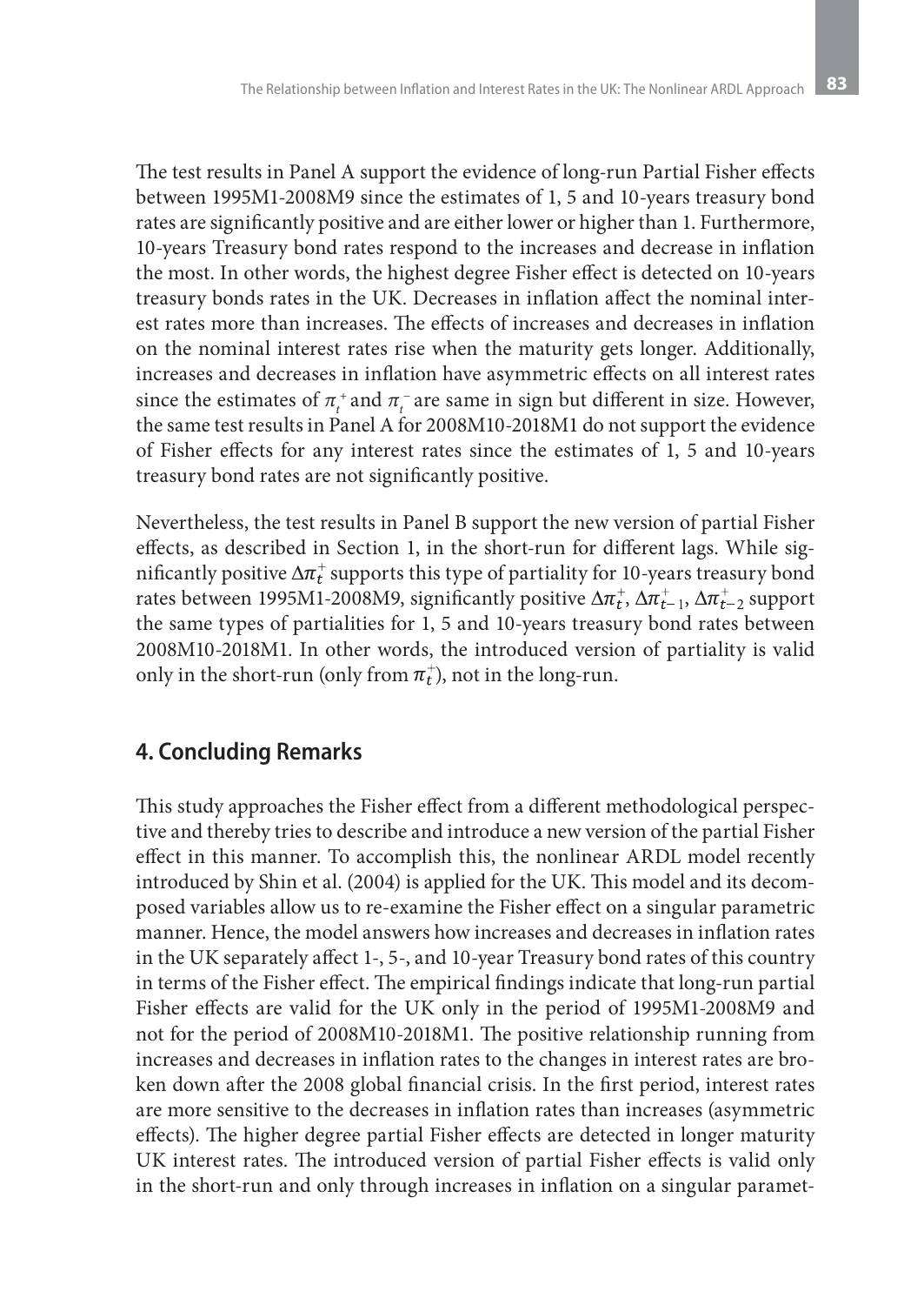The test results in Panel A support the evidence of long-run Partial Fisher effects between 1995M1-2008M9 since the estimates of 1, 5 and 10-years treasury bond rates are significantly positive and are either lower or higher than 1. Furthermore, 10-years Treasury bond rates respond to the increases and decrease in inflation the most. In other words, the highest degree Fisher effect is detected on 10-years treasury bonds rates in the UK. Decreases in inflation affect the nominal interest rates more than increases. The effects of increases and decreases in inflation on the nominal interest rates rise when the maturity gets longer. Additionally, increases and decreases in inflation have asymmetric effects on all interest rates since the estimates of $\pi_t^+$ and $\pi_t^-$ are same in sign but different in size. However, the same test results in Panel A for 2008M10-2018M1 do not support the evidence of Fisher effects for any interest rates since the estimates of 1, 5 and 10-years treasury bond rates are not significantly positive.

Nevertheless, the test results in Panel B support the new version of partial Fisher effects, as described in Section 1, in the short-run for different lags. While significantly positive $\Delta\pi_t^+$ supports this type of partiality for 10-years treasury bond rates between 1995M1-2008M9, significantly positive $\Delta\pi_t^+$, $\Delta\pi_{t-1}^+$, $\Delta\pi_{t-2}^+$ support the same types of partialities for 1, 5 and 10-years treasury bond rates between 2008M10-2018M1. In other words, the introduced version of partiality is valid only in the short-run (only from $\pi_t^+$), not in the long-run.

## 4. Concluding Remarks

This study approaches the Fisher effect from a different methodological perspective and thereby tries to describe and introduce a new version of the partial Fisher effect in this manner. To accomplish this, the nonlinear ARDL model recently introduced by Shin et al. (2004) is applied for the UK. This model and its decomposed variables allow us to re-examine the Fisher effect on a singular parametric manner. Hence, the model answers how increases and decreases in inflation rates in the UK separately affect 1-, 5-, and 10-year Treasury bond rates of this country in terms of the Fisher effect. The empirical findings indicate that long-run partial Fisher effects are valid for the UK only in the period of 1995M1-2008M9 and not for the period of 2008M10-2018M1. The positive relationship running from increases and decreases in inflation rates to the changes in interest rates are broken down after the 2008 global financial crisis. In the first period, interest rates are more sensitive to the decreases in inflation rates than increases (asymmetric effects). The higher degree partial Fisher effects are detected in longer maturity UK interest rates. The introduced version of partial Fisher effects is valid only in the short-run and only through increases in inflation on a singular paramet-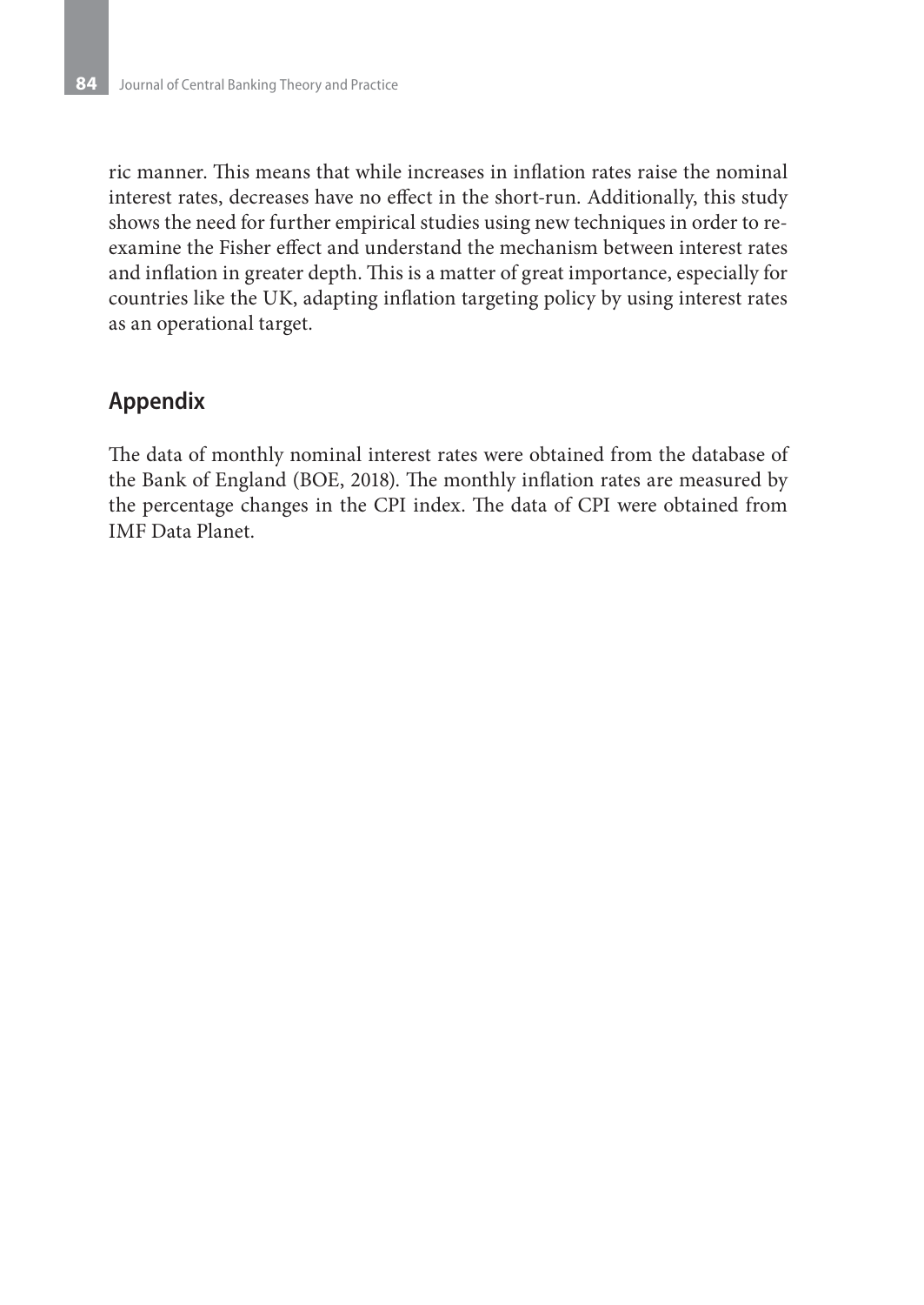ric manner. This means that while increases in inflation rates raise the nominal interest rates, decreases have no effect in the short-run. Additionally, this study shows the need for further empirical studies using new techniques in order to re-examine the Fisher effect and understand the mechanism between interest rates and inflation in greater depth. This is a matter of great importance, especially for countries like the UK, adapting inflation targeting policy by using interest rates as an operational target.

## Appendix

The data of monthly nominal interest rates were obtained from the database of the Bank of England (BOE, 2018). The monthly inflation rates are measured by the percentage changes in the CPI index. The data of CPI were obtained from IMF Data Planet.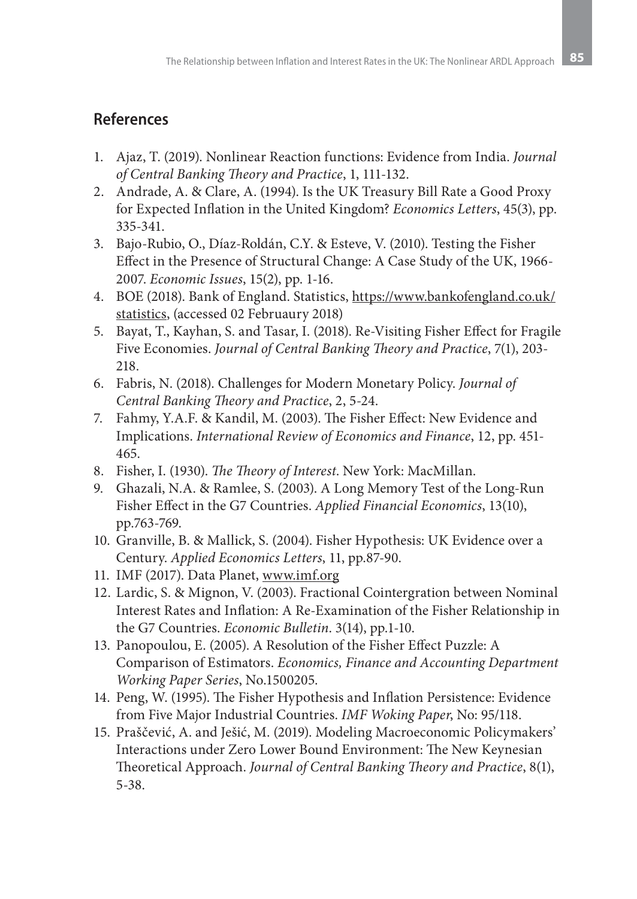## References

1. Ajaz, T. (2019). Nonlinear Reaction functions: Evidence from India. *Journal of Central Banking Theory and Practice*, 1, 111-132.
2. Andrade, A. & Clare, A. (1994). Is the UK Treasury Bill Rate a Good Proxy for Expected Inflation in the United Kingdom? *Economics Letters*, 45(3), pp. 335-341.
3. Bajo-Rubio, O., Díaz-Roldán, C.Y. & Esteve, V. (2010). Testing the Fisher Effect in the Presence of Structural Change: A Case Study of the UK, 1966-2007. *Economic Issues*, 15(2), pp. 1-16.
4. BOE (2018). Bank of England. Statistics, https://www.bankofengland.co.uk/statistics, (accessed 02 Februaury 2018)
5. Bayat, T., Kayhan, S. and Tasar, I. (2018). Re-Visiting Fisher Effect for Fragile Five Economies. *Journal of Central Banking Theory and Practice*, 7(1), 203-218.
6. Fabris, N. (2018). Challenges for Modern Monetary Policy. *Journal of Central Banking Theory and Practice*, 2, 5-24.
7. Fahmy, Y.A.F. & Kandil, M. (2003). The Fisher Effect: New Evidence and Implications. *International Review of Economics and Finance*, 12, pp. 451-465.
8. Fisher, I. (1930). *The Theory of Interest*. New York: MacMillan.
9. Ghazali, N.A. & Ramlee, S. (2003). A Long Memory Test of the Long-Run Fisher Effect in the G7 Countries. *Applied Financial Economics*, 13(10), pp.763-769.
10. Granville, B. & Mallick, S. (2004). Fisher Hypothesis: UK Evidence over a Century. *Applied Economics Letters*, 11, pp.87-90.
11. IMF (2017). Data Planet, www.imf.org
12. Lardic, S. & Mignon, V. (2003). Fractional Cointergration between Nominal Interest Rates and Inflation: A Re-Examination of the Fisher Relationship in the G7 Countries. *Economic Bulletin*. 3(14), pp.1-10.
13. Panopoulou, E. (2005). A Resolution of the Fisher Effect Puzzle: A Comparison of Estimators. *Economics, Finance and Accounting Department Working Paper Series*, No.1500205.
14. Peng, W. (1995). The Fisher Hypothesis and Inflation Persistence: Evidence from Five Major Industrial Countries. *IMF Woking Paper*, No: 95/118.
15. Praščević, A. and Ješić, M. (2019). Modeling Macroeconomic Policymakers' Interactions under Zero Lower Bound Environment: The New Keynesian Theoretical Approach. *Journal of Central Banking Theory and Practice*, 8(1), 5-38.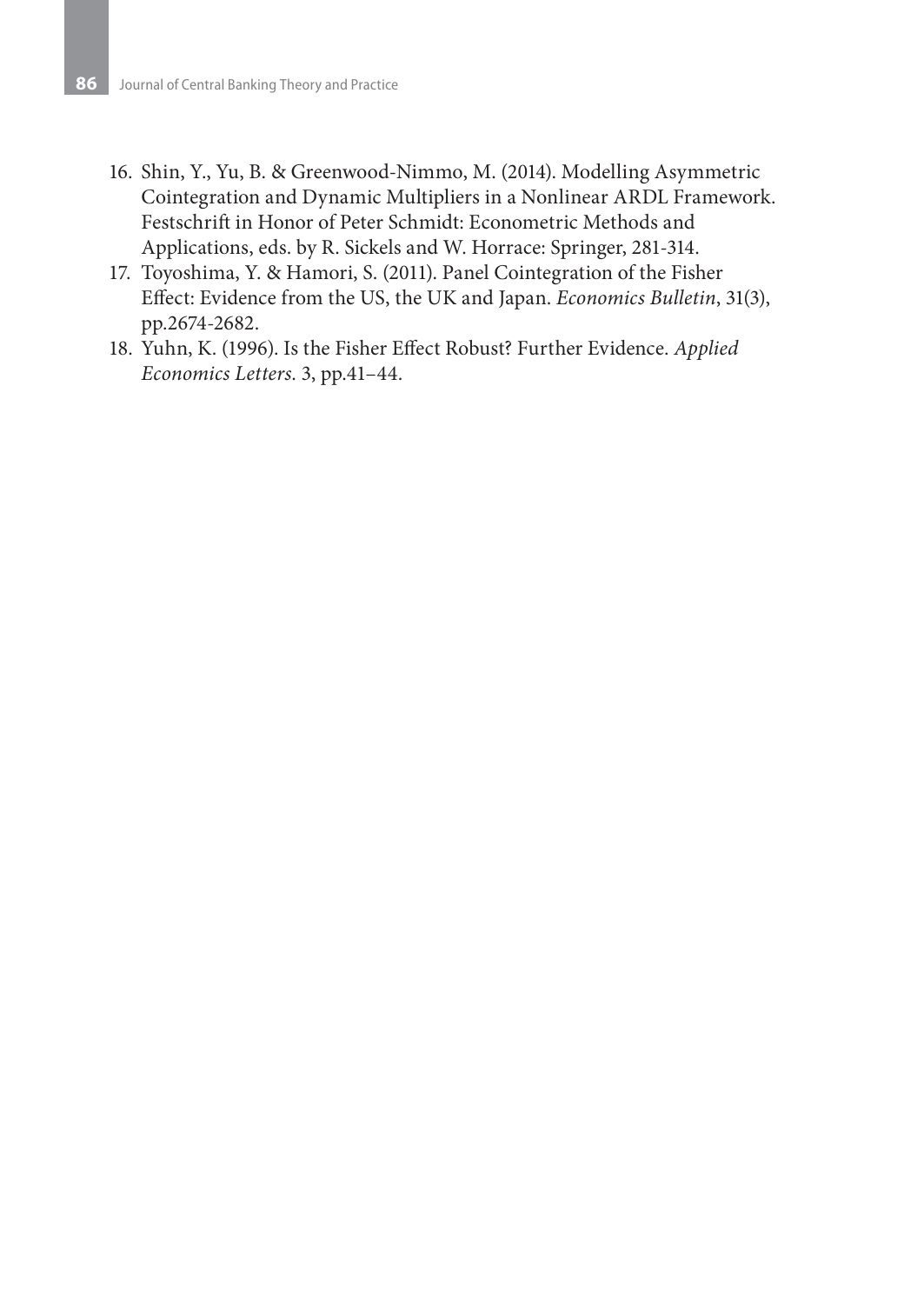16. Shin, Y., Yu, B. & Greenwood-Nimmo, M. (2014). Modelling Asymmetric Cointegration and Dynamic Multipliers in a Nonlinear ARDL Framework. Festschrift in Honor of Peter Schmidt: Econometric Methods and Applications, eds. by R. Sickels and W. Horrace: Springer, 281-314.
17. Toyoshima, Y. & Hamori, S. (2011). Panel Cointegration of the Fisher Effect: Evidence from the US, the UK and Japan. *Economics Bulletin*, 31(3), pp.2674-2682.
18. Yuhn, K. (1996). Is the Fisher Effect Robust? Further Evidence. *Applied Economics Letters*. 3, pp.41–44.